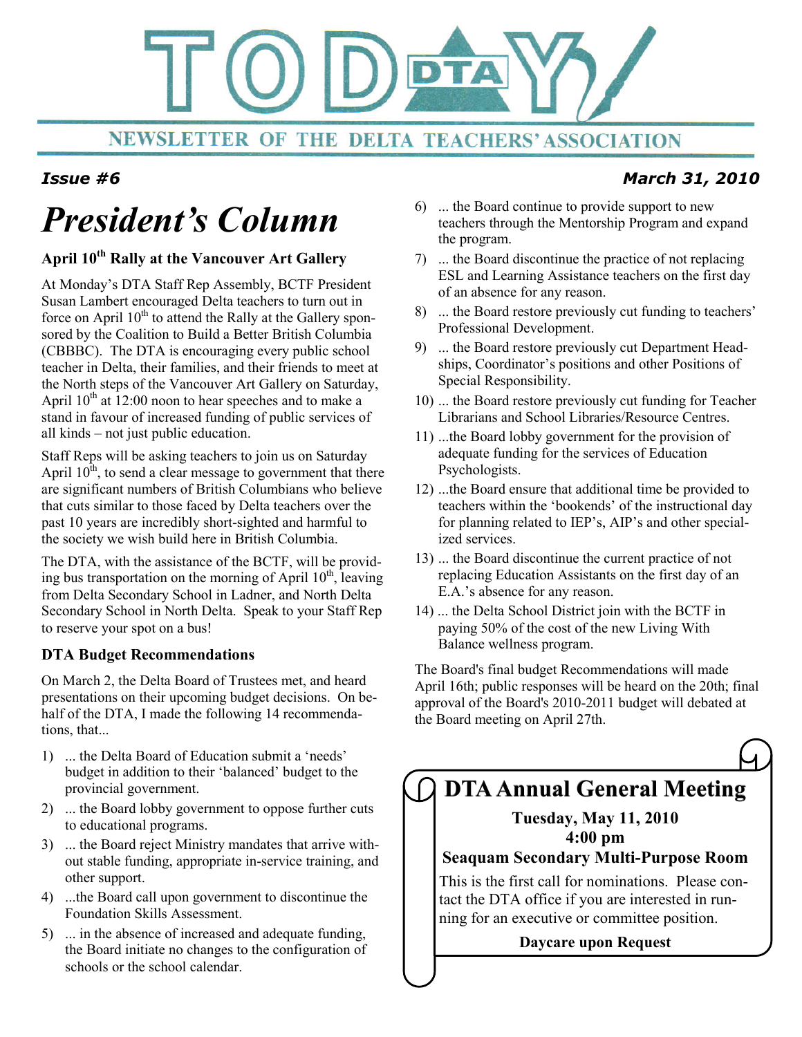# TODAY DTA

NEWSLETTER OF THE DELTA TEACHERS' ASSOCIATION

***Issue #6*** ***March 31, 2010***

# *President's Column*

### April 10th Rally at the Vancouver Art Gallery

At Monday's DTA Staff Rep Assembly, BCTF President Susan Lambert encouraged Delta teachers to turn out in force on April 10th to attend the Rally at the Gallery sponsored by the Coalition to Build a Better British Columbia (CBBBC). The DTA is encouraging every public school teacher in Delta, their families, and their friends to meet at the North steps of the Vancouver Art Gallery on Saturday, April 10th at 12:00 noon to hear speeches and to make a stand in favour of increased funding of public services of all kinds – not just public education.

Staff Reps will be asking teachers to join us on Saturday April 10th, to send a clear message to government that there are significant numbers of British Columbians who believe that cuts similar to those faced by Delta teachers over the past 10 years are incredibly short-sighted and harmful to the society we wish build here in British Columbia.

The DTA, with the assistance of the BCTF, will be providing bus transportation on the morning of April 10th, leaving from Delta Secondary School in Ladner, and North Delta Secondary School in North Delta. Speak to your Staff Rep to reserve your spot on a bus!

### DTA Budget Recommendations

On March 2, the Delta Board of Trustees met, and heard presentations on their upcoming budget decisions. On behalf of the DTA, I made the following 14 recommendations, that...

1) ... the Delta Board of Education submit a 'needs' budget in addition to their 'balanced' budget to the provincial government.
2) ... the Board lobby government to oppose further cuts to educational programs.
3) ... the Board reject Ministry mandates that arrive without stable funding, appropriate in-service training, and other support.
4) ...the Board call upon government to discontinue the Foundation Skills Assessment.
5) ... in the absence of increased and adequate funding, the Board initiate no changes to the configuration of schools or the school calendar.
6) ... the Board continue to provide support to new teachers through the Mentorship Program and expand the program.
7) ... the Board discontinue the practice of not replacing ESL and Learning Assistance teachers on the first day of an absence for any reason.
8) ... the Board restore previously cut funding to teachers' Professional Development.
9) ... the Board restore previously cut Department Headships, Coordinator's positions and other Positions of Special Responsibility.
10) ... the Board restore previously cut funding for Teacher Librarians and School Libraries/Resource Centres.
11) ...the Board lobby government for the provision of adequate funding for the services of Education Psychologists.
12) ...the Board ensure that additional time be provided to teachers within the 'bookends' of the instructional day for planning related to IEP's, AIP's and other specialized services.
13) ... the Board discontinue the current practice of not replacing Education Assistants on the first day of an E.A.'s absence for any reason.
14) ... the Delta School District join with the BCTF in paying 50% of the cost of the new Living With Balance wellness program.

The Board's final budget Recommendations will made April 16th; public responses will be heard on the 20th; final approval of the Board's 2010-2011 budget will debated at the Board meeting on April 27th.

## DTA Annual General Meeting

**Tuesday, May 11, 2010**
**4:00 pm**
**Seaquam Secondary Multi-Purpose Room**

This is the first call for nominations. Please contact the DTA office if you are interested in running for an executive or committee position.

**Daycare upon Request**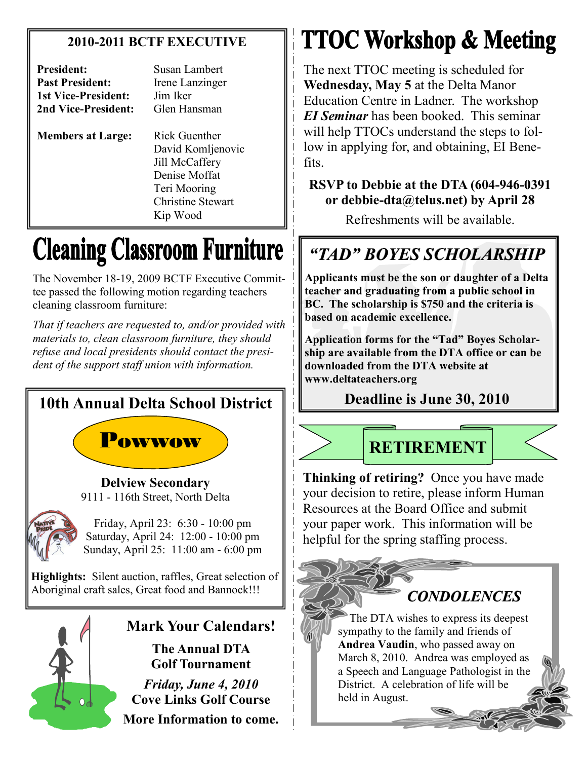## 2010-2011 BCTF EXECUTIVE

| | |
|---|---|
| **President:** | Susan Lambert |
| **Past President:** | Irene Lanzinger |
| **1st Vice-President:** | Jim Iker |
| **2nd Vice-President:** | Glen Hansman |
| **Members at Large:** | Rick Guenther |
| | David Komljenovic |
| | Jill McCaffery |
| | Denise Moffat |
| | Teri Mooring |
| | Christine Stewart |
| | Kip Wood |

# Cleaning Classroom Furniture

The November 18-19, 2009 BCTF Executive Committee passed the following motion regarding teachers cleaning classroom furniture:

*That if teachers are requested to, and/or provided with materials to, clean classroom furniture, they should refuse and local presidents should contact the president of the support staff union with information.*

## 10th Annual Delta School District

## Powwow

**Delview Secondary**
9111 - 116th Street, North Delta

Friday, April 23: 6:30 - 10:00 pm
Saturday, April 24: 12:00 - 10:00 pm
Sunday, April 25: 11:00 am - 6:00 pm

**Highlights:** Silent auction, raffles, Great selection of Aboriginal craft sales, Great food and Bannock!!!

## Mark Your Calendars!

**The Annual DTA Golf Tournament**

***Friday, June 4, 2010***
**Cove Links Golf Course**

**More Information to come.**

# TTOC Workshop & Meeting

The next TTOC meeting is scheduled for **Wednesday, May 5** at the Delta Manor Education Centre in Ladner. The workshop ***EI Seminar*** has been booked. This seminar will help TTOCs understand the steps to follow in applying for, and obtaining, EI Benefits.

**RSVP to Debbie at the DTA (604-946-0391 or debbie-dta@telus.net) by April 28**

Refreshments will be available.

## *"TAD" BOYES SCHOLARSHIP*

**Applicants must be the son or daughter of a Delta teacher and graduating from a public school in BC. The scholarship is $750 and the criteria is based on academic excellence.**

**Application forms for the "Tad" Boyes Scholarship are available from the DTA office or can be downloaded from the DTA website at www.deltateachers.org**

**Deadline is June 30, 2010**

## RETIREMENT

**Thinking of retiring?** Once you have made your decision to retire, please inform Human Resources at the Board Office and submit your paper work. This information will be helpful for the spring staffing process.

## *CONDOLENCES*

The DTA wishes to express its deepest sympathy to the family and friends of **Andrea Vaudin**, who passed away on March 8, 2010. Andrea was employed as a Speech and Language Pathologist in the District. A celebration of life will be held in August.